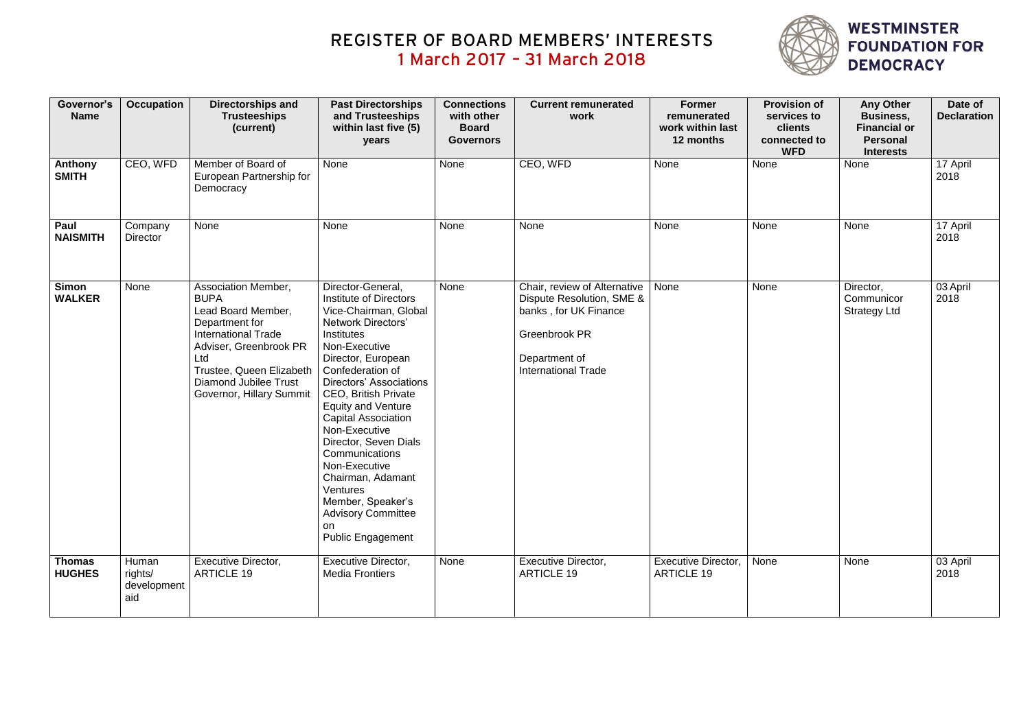# REGISTER OF BOARD MEMBERS' INTERESTS
## 1 March 2017 – 31 March 2018

**WESTMINSTER FOUNDATION FOR DEMOCRACY**

| Governor's Name | Occupation | Directorships and Trusteeships (current) | Past Directorships and Trusteeships within last five (5) years | Connections with other Board Governors | Current remunerated work | Former remunerated work within last 12 months | Provision of services to clients connected to WFD | Any Other Business, Financial or Personal Interests | Date of Declaration |
|---|---|---|---|---|---|---|---|---|---|
| **Anthony SMITH** | CEO, WFD | Member of Board of European Partnership for Democracy | None | None | CEO, WFD | None | None | None | 17 April 2018 |
| **Paul NAISMITH** | Company Director | None | None | None | None | None | None | None | 17 April 2018 |
| **Simon WALKER** | None | Association Member, BUPA<br>Lead Board Member, Department for International Trade<br>Adviser, Greenbrook PR Ltd<br>Trustee, Queen Elizabeth Diamond Jubilee Trust<br>Governor, Hillary Summit | Director-General, Institute of Directors<br>Vice-Chairman, Global Network Directors' Institutes<br>Non-Executive Director, European Confederation of Directors' Associations<br>CEO, British Private Equity and Venture Capital Association<br>Non-Executive Director, Seven Dials Communications<br>Non-Executive Chairman, Adamant Ventures<br>Member, Speaker's Advisory Committee on Public Engagement | None | Chair, review of Alternative Dispute Resolution, SME & banks , for UK Finance<br>Greenbrook PR<br>Department of International Trade | None | None | Director, Communicor Strategy Ltd | 03 April 2018 |
| **Thomas HUGHES** | Human rights/ development aid | Executive Director, ARTICLE 19 | Executive Director, Media Frontiers | None | Executive Director, ARTICLE 19 | Executive Director, ARTICLE 19 | None | None | 03 April 2018 |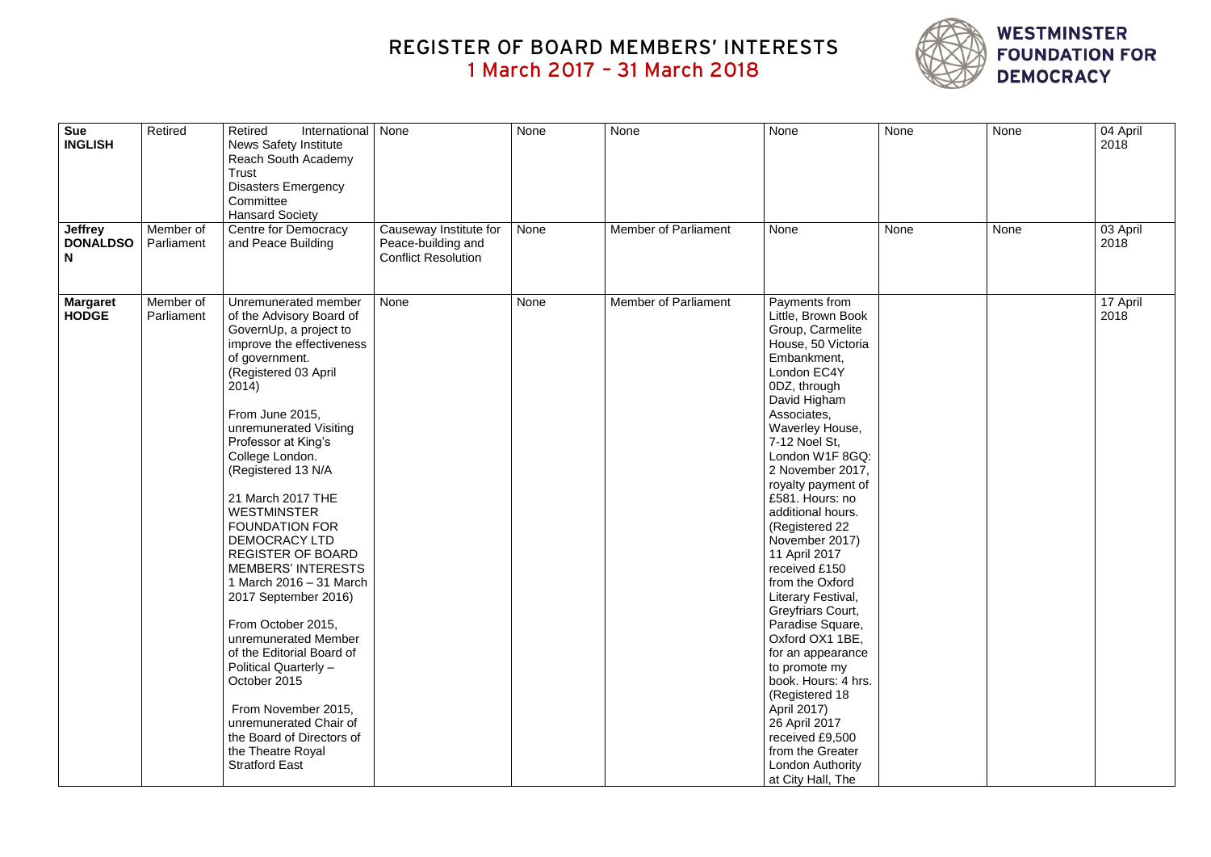# REGISTER OF BOARD MEMBERS' INTERESTS
## 1 March 2017 – 31 March 2018

**WESTMINSTER FOUNDATION FOR DEMOCRACY**

| | | | | | | | | | |
|---|---|---|---|---|---|---|---|---|---|
| **Sue INGLISH** | Retired | Retired International News Safety Institute<br>Reach South Academy Trust<br>Disasters Emergency Committee<br>Hansard Society | None | None | None | None | None | None | 04 April 2018 |
| **Jeffrey DONALDSON** | Member of Parliament | Centre for Democracy and Peace Building | Causeway Institute for Peace-building and Conflict Resolution | None | Member of Parliament | None | None | None | 03 April 2018 |
| **Margaret HODGE** | Member of Parliament | Unremunerated member of the Advisory Board of GovernUp, a project to improve the effectiveness of government. (Registered 03 April 2014)<br><br>From June 2015, unremunerated Visiting Professor at King's College London. (Registered 13 N/A<br><br>21 March 2017 THE WESTMINSTER FOUNDATION FOR DEMOCRACY LTD REGISTER OF BOARD MEMBERS' INTERESTS 1 March 2016 – 31 March 2017 September 2016)<br><br>From October 2015, unremunerated Member of the Editorial Board of Political Quarterly – October 2015<br><br>From November 2015, unremunerated Chair of the Board of Directors of the Theatre Royal Stratford East | None | None | Member of Parliament | Payments from Little, Brown Book Group, Carmelite House, 50 Victoria Embankment, London EC4Y 0DZ, through David Higham Associates, Waverley House, 7-12 Noel St, London W1F 8GQ: 2 November 2017, royalty payment of £581. Hours: no additional hours. (Registered 22 November 2017)<br>11 April 2017 received £150 from the Oxford Literary Festival, Greyfriars Court, Paradise Square, Oxford OX1 1BE, for an appearance to promote my book. Hours: 4 hrs. (Registered 18 April 2017)<br>26 April 2017 received £9,500 from the Greater London Authority at City Hall, The | | | 17 April 2018 |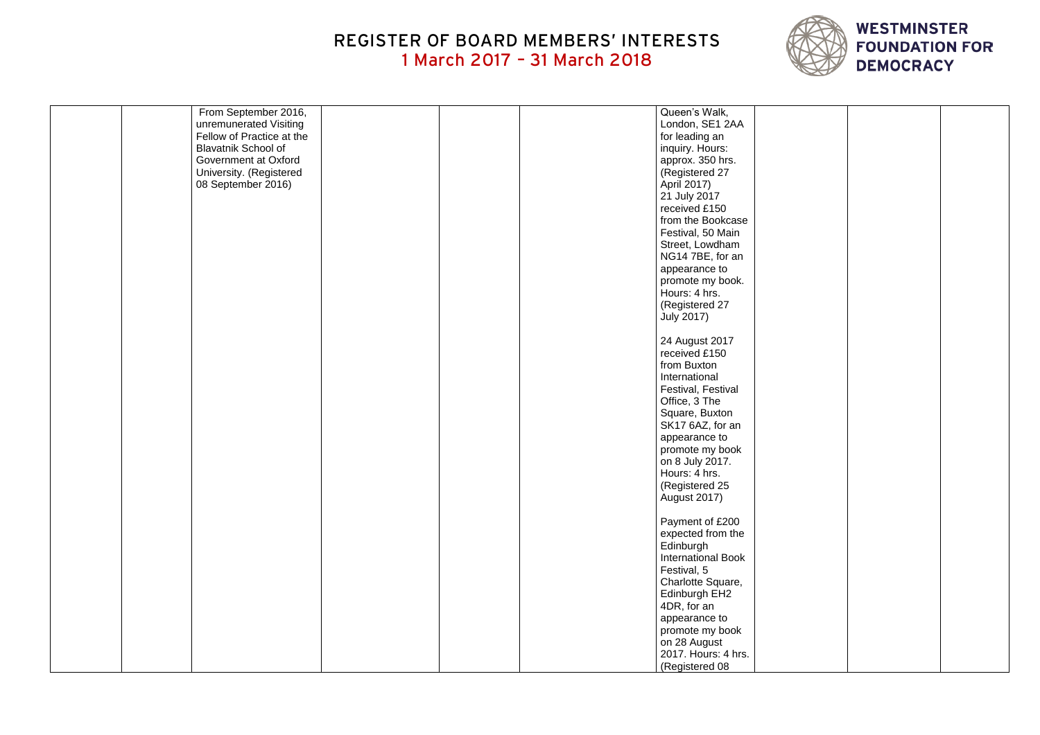# REGISTER OF BOARD MEMBERS' INTERESTS
## 1 March 2017 – 31 March 2018

| | | | | | | | | | |
|---|---|---|---|---|---|---|---|---|---|
| | | From September 2016, unremunerated Visiting Fellow of Practice at the Blavatnik School of Government at Oxford University. (Registered 08 September 2016) | | | | Queen's Walk, London, SE1 2AA for leading an inquiry. Hours: approx. 350 hrs. (Registered 27 April 2017)<br>21 July 2017 received £150 from the Bookcase Festival, 50 Main Street, Lowdham NG14 7BE, for an appearance to promote my book. Hours: 4 hrs. (Registered 27 July 2017)<br><br>24 August 2017 received £150 from Buxton International Festival, Festival Office, 3 The Square, Buxton SK17 6AZ, for an appearance to promote my book on 8 July 2017. Hours: 4 hrs. (Registered 25 August 2017)<br><br>Payment of £200 expected from the Edinburgh International Book Festival, 5 Charlotte Square, Edinburgh EH2 4DR, for an appearance to promote my book on 28 August 2017. Hours: 4 hrs. (Registered 08 | | | |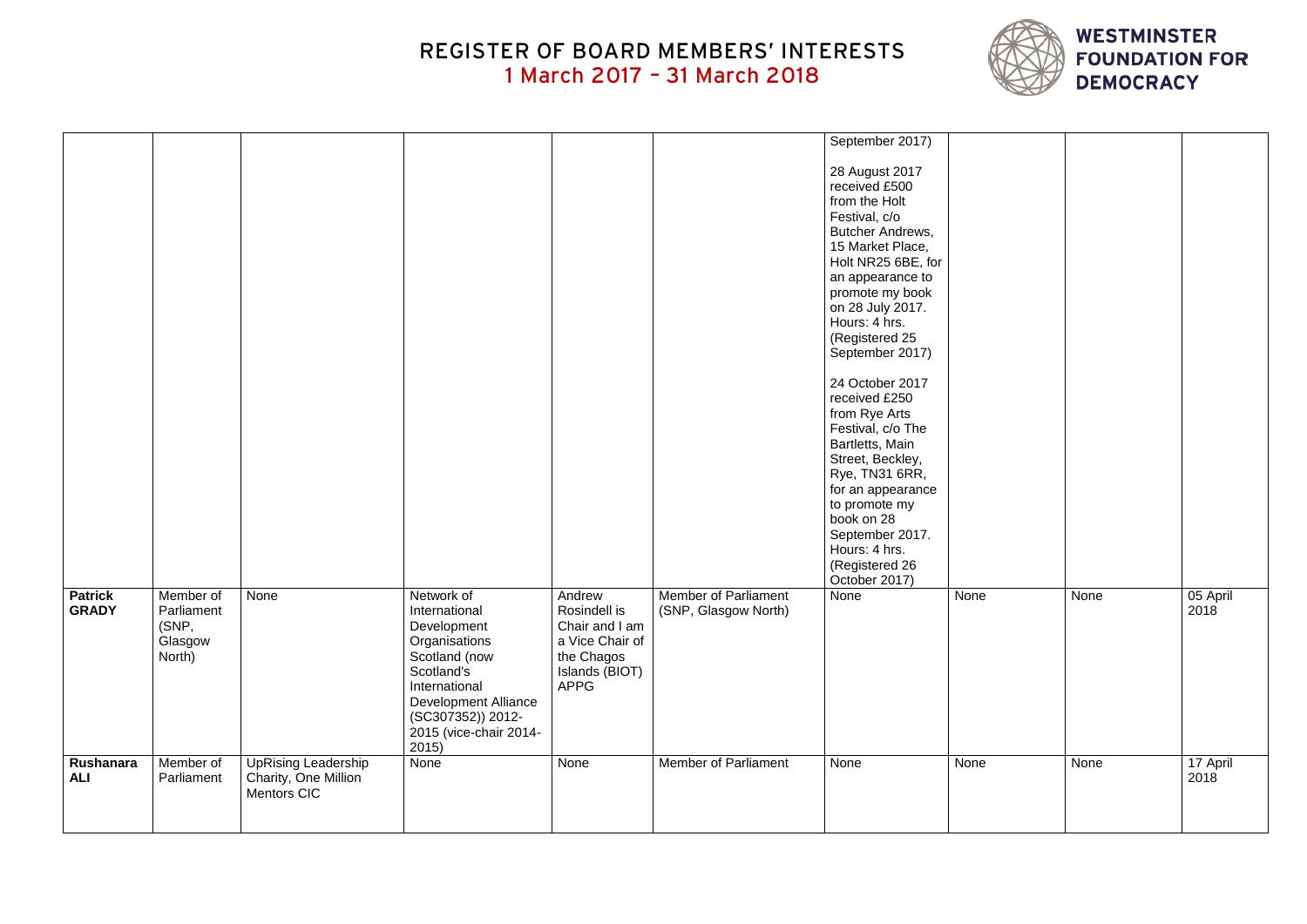# REGISTER OF BOARD MEMBERS' INTERESTS

## 1 March 2017 – 31 March 2018

WESTMINSTER FOUNDATION FOR DEMOCRACY

| | | | | | | | | | |
|---|---|---|---|---|---|---|---|---|---|
| | | | | | | September 2017)<br><br>28 August 2017 received £500 from the Holt Festival, c/o Butcher Andrews, 15 Market Place, Holt NR25 6BE, for an appearance to promote my book on 28 July 2017. Hours: 4 hrs. (Registered 25 September 2017)<br><br>24 October 2017 received £250 from Rye Arts Festival, c/o The Bartletts, Main Street, Beckley, Rye, TN31 6RR, for an appearance to promote my book on 28 September 2017. Hours: 4 hrs. (Registered 26 October 2017) | | | |
| **Patrick GRADY** | Member of Parliament (SNP, Glasgow North) | None | Network of International Development Organisations Scotland (now Scotland's International Development Alliance (SC307352)) 2012-2015 (vice-chair 2014-2015) | Andrew Rosindell is Chair and I am a Vice Chair of the Chagos Islands (BIOT) APPG | Member of Parliament (SNP, Glasgow North) | None | None | None | 05 April 2018 |
| **Rushanara ALI** | Member of Parliament | UpRising Leadership Charity, One Million Mentors CIC | None | None | Member of Parliament | None | None | None | 17 April 2018 |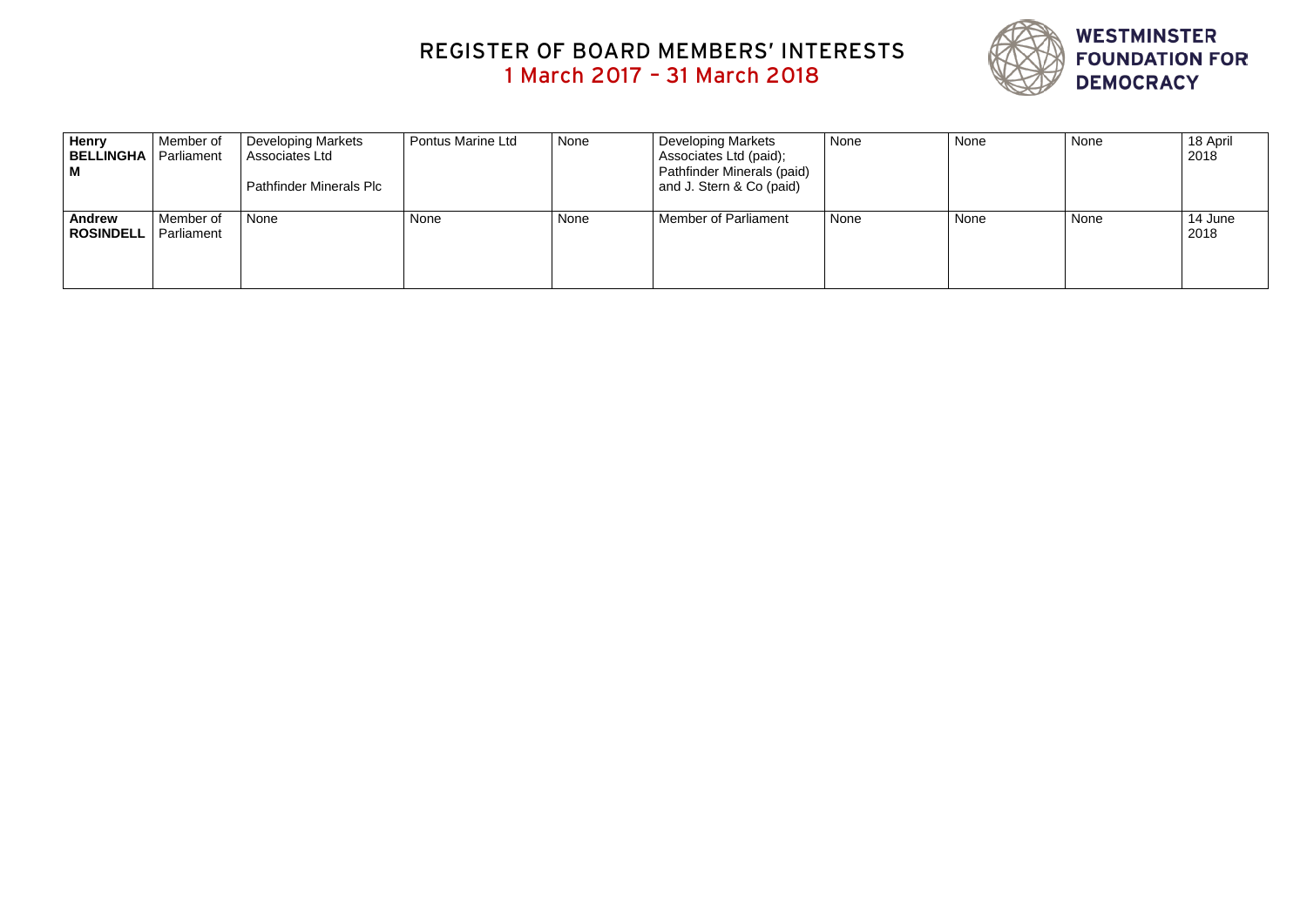# REGISTER OF BOARD MEMBERS' INTERESTS
## 1 March 2017 – 31 March 2018

WESTMINSTER FOUNDATION FOR DEMOCRACY

| | | | | | | | | | |
|---|---|---|---|---|---|---|---|---|---|
| **Henry BELLINGHAM** | Member of Parliament | Developing Markets Associates Ltd<br><br>Pathfinder Minerals Plc | Pontus Marine Ltd | None | Developing Markets Associates Ltd (paid); Pathfinder Minerals (paid) and J. Stern & Co (paid) | None | None | None | 18 April 2018 |
| **Andrew ROSINDELL** | Member of Parliament | None | None | None | Member of Parliament | None | None | None | 14 June 2018 |